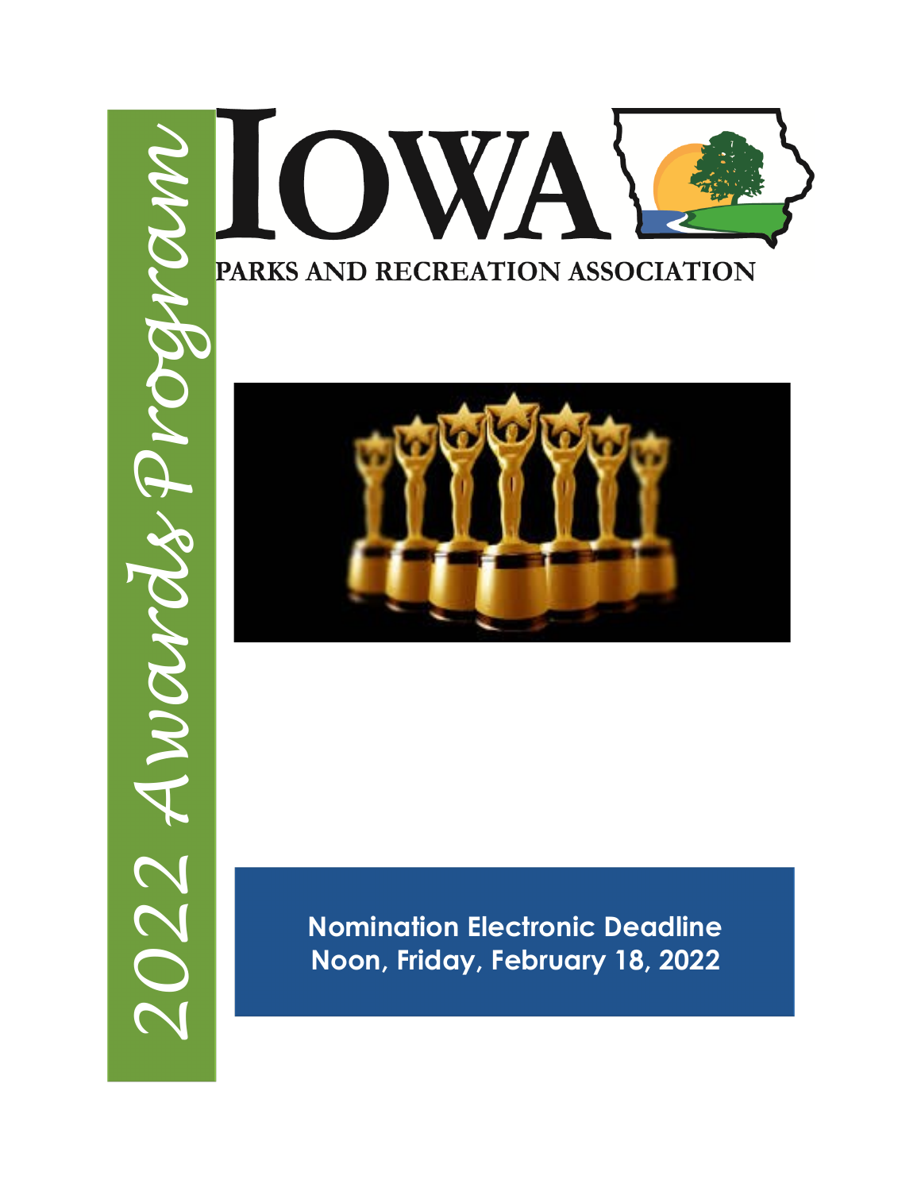# 2022 Awards Program

IOWA
PARKS AND RECREATION ASSOCIATION

**Nomination Electronic Deadline**
**Noon, Friday, February 18, 2022**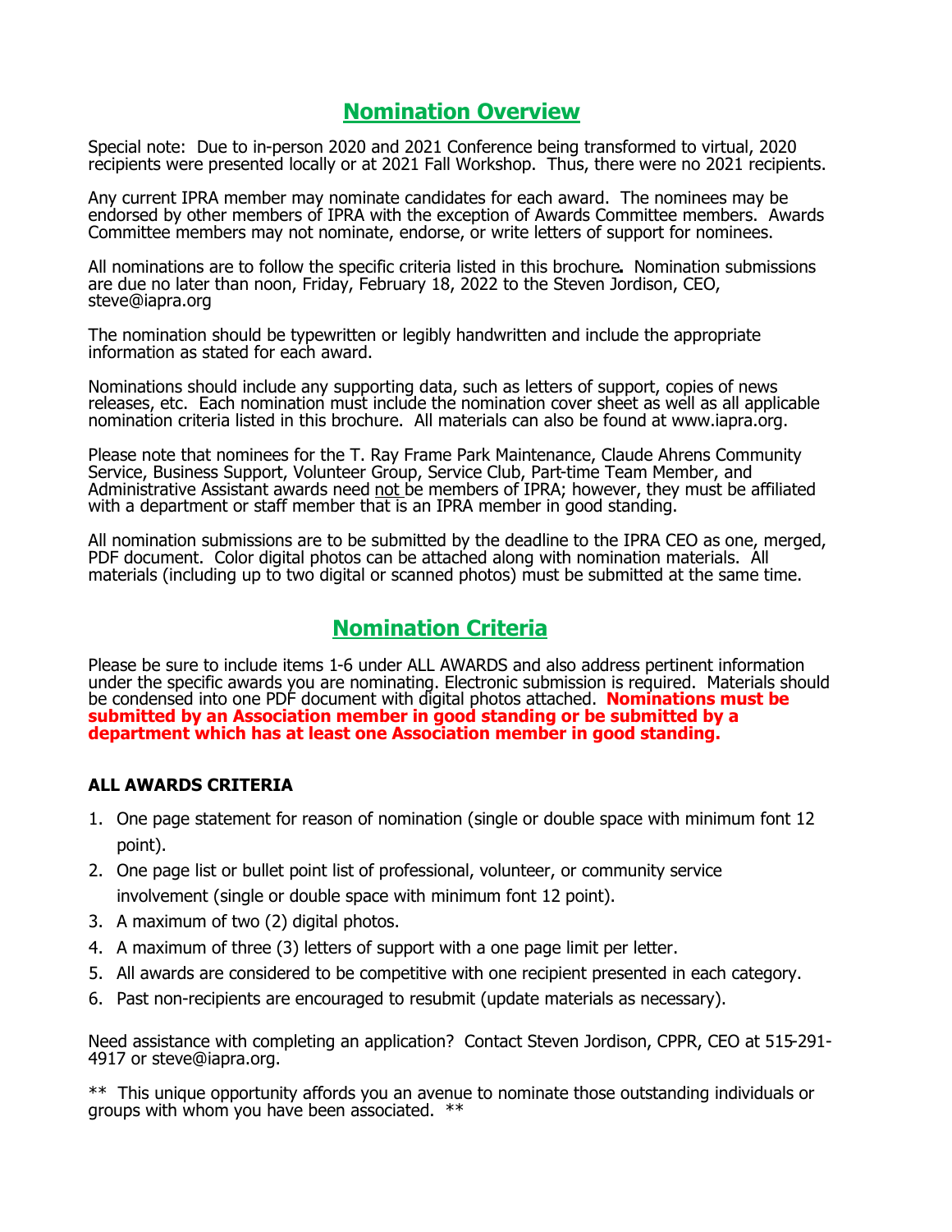## Nomination Overview

Special note: Due to in-person 2020 and 2021 Conference being transformed to virtual, 2020 recipients were presented locally or at 2021 Fall Workshop. Thus, there were no 2021 recipients.

Any current IPRA member may nominate candidates for each award. The nominees may be endorsed by other members of IPRA with the exception of Awards Committee members. Awards Committee members may not nominate, endorse, or write letters of support for nominees.

All nominations are to follow the specific criteria listed in this brochure**.** Nomination submissions are due no later than noon, Friday, February 18, 2022 to the Steven Jordison, CEO, steve@iapra.org

The nomination should be typewritten or legibly handwritten and include the appropriate information as stated for each award.

Nominations should include any supporting data, such as letters of support, copies of news releases, etc. Each nomination must include the nomination cover sheet as well as all applicable nomination criteria listed in this brochure. All materials can also be found at www.iapra.org.

Please note that nominees for the T. Ray Frame Park Maintenance, Claude Ahrens Community Service, Business Support, Volunteer Group, Service Club, Part-time Team Member, and Administrative Assistant awards need not be members of IPRA; however, they must be affiliated with a department or staff member that is an IPRA member in good standing.

All nomination submissions are to be submitted by the deadline to the IPRA CEO as one, merged, PDF document. Color digital photos can be attached along with nomination materials. All materials (including up to two digital or scanned photos) must be submitted at the same time.

## Nomination Criteria

Please be sure to include items 1-6 under ALL AWARDS and also address pertinent information under the specific awards you are nominating. Electronic submission is required. Materials should be condensed into one PDF document with digital photos attached. **Nominations must be submitted by an Association member in good standing or be submitted by a department which has at least one Association member in good standing.**

### ALL AWARDS CRITERIA

1. One page statement for reason of nomination (single or double space with minimum font 12 point).
2. One page list or bullet point list of professional, volunteer, or community service involvement (single or double space with minimum font 12 point).
3. A maximum of two (2) digital photos.
4. A maximum of three (3) letters of support with a one page limit per letter.
5. All awards are considered to be competitive with one recipient presented in each category.
6. Past non-recipients are encouraged to resubmit (update materials as necessary).

Need assistance with completing an application? Contact Steven Jordison, CPPR, CEO at 515-291-4917 or steve@iapra.org.

** This unique opportunity affords you an avenue to nominate those outstanding individuals or groups with whom you have been associated. **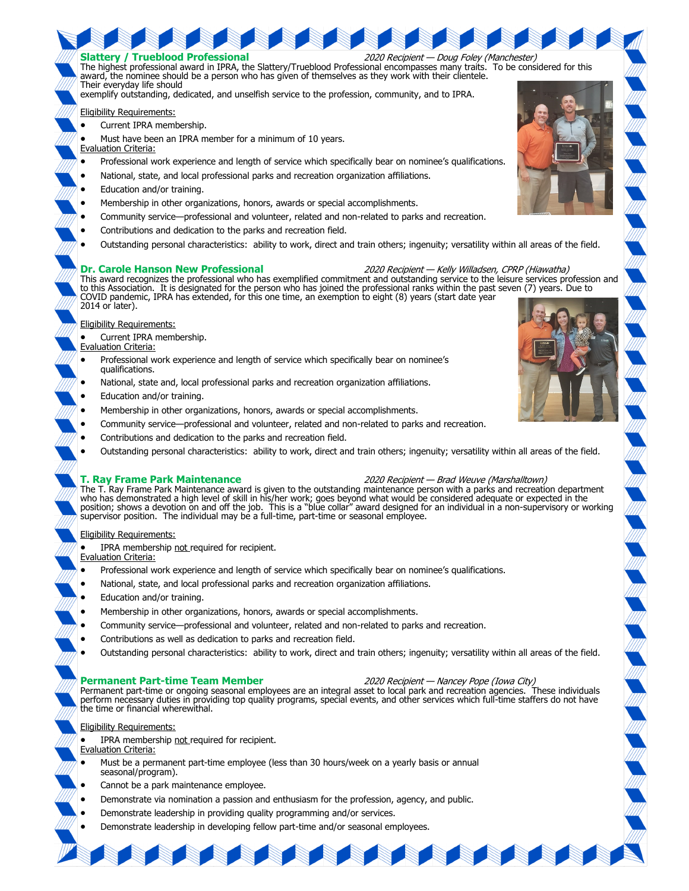## Slattery / Trueblood Professional

*2020 Recipient — Doug Foley (Manchester)*

The highest professional award in IPRA, the Slattery/Trueblood Professional encompasses many traits. To be considered for this award, the nominee should be a person who has given of themselves as they work with their clientele. Their everyday life should exemplify outstanding, dedicated, and unselfish service to the profession, community, and to IPRA.

Eligibility Requirements:

- Current IPRA membership.
- Must have been an IPRA member for a minimum of 10 years.

Evaluation Criteria:

- Professional work experience and length of service which specifically bear on nominee's qualifications.
- National, state, and local professional parks and recreation organization affiliations.
- Education and/or training.
- Membership in other organizations, honors, awards or special accomplishments.
- Community service—professional and volunteer, related and non-related to parks and recreation.
- Contributions and dedication to the parks and recreation field.
- Outstanding personal characteristics: ability to work, direct and train others; ingenuity; versatility within all areas of the field.

## Dr. Carole Hanson New Professional

*2020 Recipient — Kelly Willadsen, CPRP (Hiawatha)*

This award recognizes the professional who has exemplified commitment and outstanding service to the leisure services profession and to this Association. It is designated for the person who has joined the professional ranks within the past seven (7) years. Due to COVID pandemic, IPRA has extended, for this one time, an exemption to eight (8) years (start date year 2014 or later).

Eligibility Requirements:

- Current IPRA membership.

Evaluation Criteria:

- Professional work experience and length of service which specifically bear on nominee's qualifications.
- National, state and, local professional parks and recreation organization affiliations.
- Education and/or training.
- Membership in other organizations, honors, awards or special accomplishments.
- Community service—professional and volunteer, related and non-related to parks and recreation.
- Contributions and dedication to the parks and recreation field.
- Outstanding personal characteristics: ability to work, direct and train others; ingenuity; versatility within all areas of the field.

## T. Ray Frame Park Maintenance

*2020 Recipient — Brad Weuve (Marshalltown)*

The T. Ray Frame Park Maintenance award is given to the outstanding maintenance person with a parks and recreation department who has demonstrated a high level of skill in his/her work; goes beyond what would be considered adequate or expected in the position; shows a devotion on and off the job. This is a "blue collar" award designed for an individual in a non-supervisory or working supervisor position. The individual may be a full-time, part-time or seasonal employee.

Eligibility Requirements:

- IPRA membership <u>not</u> required for recipient.

Evaluation Criteria:

- Professional work experience and length of service which specifically bear on nominee's qualifications.
- National, state, and local professional parks and recreation organization affiliations.
- Education and/or training.
- Membership in other organizations, honors, awards or special accomplishments.
- Community service—professional and volunteer, related and non-related to parks and recreation.
- Contributions as well as dedication to parks and recreation field.
- Outstanding personal characteristics: ability to work, direct and train others; ingenuity; versatility within all areas of the field.

## Permanent Part-time Team Member

*2020 Recipient — Nancey Pope (Iowa City)*

Permanent part-time or ongoing seasonal employees are an integral asset to local park and recreation agencies. These individuals perform necessary duties in providing top quality programs, special events, and other services which full-time staffers do not have the time or financial wherewithal.

Eligibility Requirements:

- IPRA membership <u>not</u> required for recipient.

Evaluation Criteria:

- Must be a permanent part-time employee (less than 30 hours/week on a yearly basis or annual seasonal/program).
- Cannot be a park maintenance employee.
- Demonstrate via nomination a passion and enthusiasm for the profession, agency, and public.
- Demonstrate leadership in providing quality programming and/or services.
- Demonstrate leadership in developing fellow part-time and/or seasonal employees.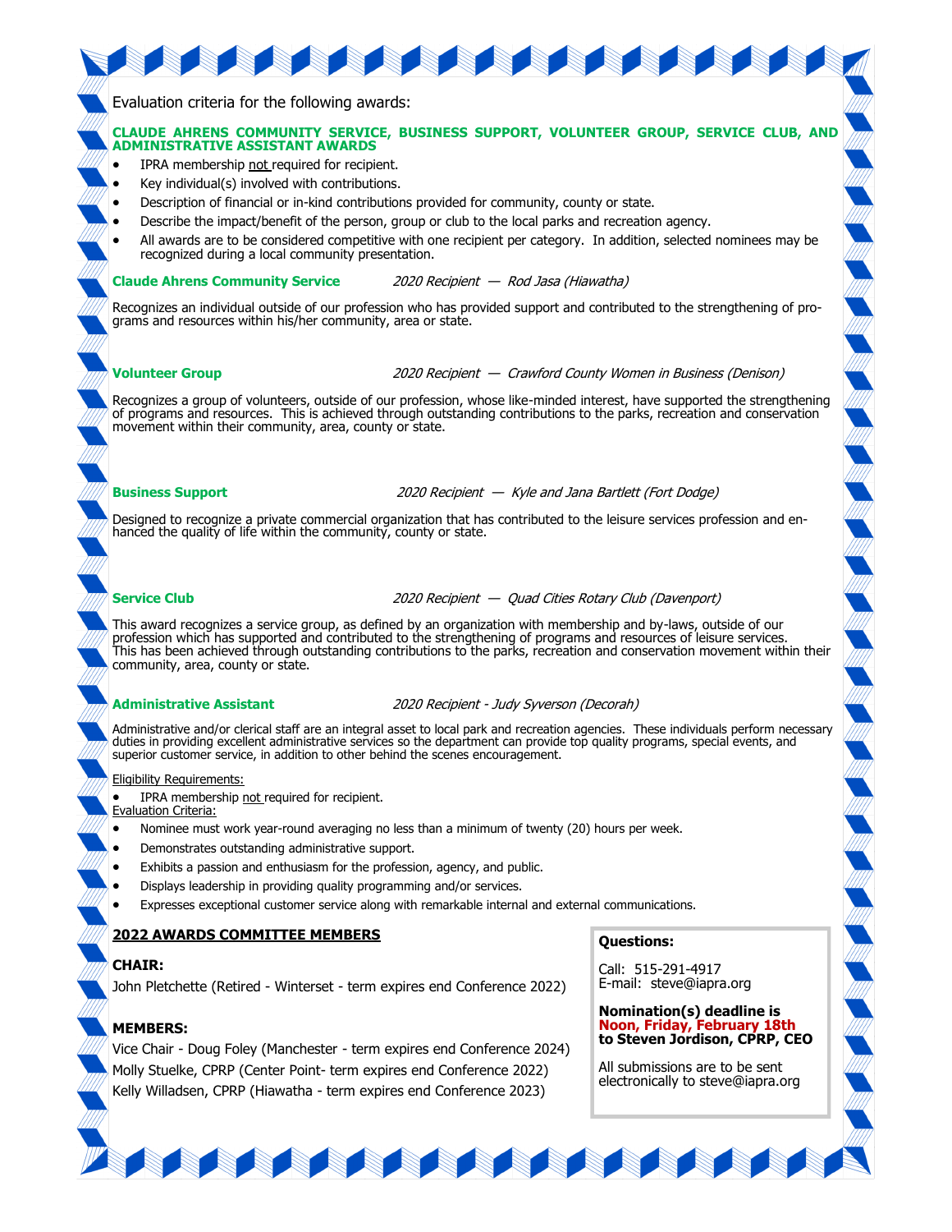Evaluation criteria for the following awards:

## CLAUDE AHRENS COMMUNITY SERVICE, BUSINESS SUPPORT, VOLUNTEER GROUP, SERVICE CLUB, AND ADMINISTRATIVE ASSISTANT AWARDS

- IPRA membership not required for recipient.
- Key individual(s) involved with contributions.
- Description of financial or in-kind contributions provided for community, county or state.
- Describe the impact/benefit of the person, group or club to the local parks and recreation agency.
- All awards are to be considered competitive with one recipient per category. In addition, selected nominees may be recognized during a local community presentation.

### Claude Ahrens Community Service

*2020 Recipient — Rod Jasa (Hiawatha)*

Recognizes an individual outside of our profession who has provided support and contributed to the strengthening of programs and resources within his/her community, area or state.

### Volunteer Group

*2020 Recipient — Crawford County Women in Business (Denison)*

Recognizes a group of volunteers, outside of our profession, whose like-minded interest, have supported the strengthening of programs and resources. This is achieved through outstanding contributions to the parks, recreation and conservation movement within their community, area, county or state.

### Business Support

*2020 Recipient — Kyle and Jana Bartlett (Fort Dodge)*

Designed to recognize a private commercial organization that has contributed to the leisure services profession and enhanced the quality of life within the community, county or state.

### Service Club

*2020 Recipient — Quad Cities Rotary Club (Davenport)*

This award recognizes a service group, as defined by an organization with membership and by-laws, outside of our profession which has supported and contributed to the strengthening of programs and resources of leisure services. This has been achieved through outstanding contributions to the parks, recreation and conservation movement within their community, area, county or state.

### Administrative Assistant

*2020 Recipient - Judy Syverson (Decorah)*

Administrative and/or clerical staff are an integral asset to local park and recreation agencies. These individuals perform necessary duties in providing excellent administrative services so the department can provide top quality programs, special events, and superior customer service, in addition to other behind the scenes encouragement.

Eligibility Requirements:

- IPRA membership not required for recipient.

Evaluation Criteria:

- Nominee must work year-round averaging no less than a minimum of twenty (20) hours per week.
- Demonstrates outstanding administrative support.
- Exhibits a passion and enthusiasm for the profession, agency, and public.
- Displays leadership in providing quality programming and/or services.
- Expresses exceptional customer service along with remarkable internal and external communications.

## 2022 AWARDS COMMITTEE MEMBERS

**CHAIR:**

John Pletchette (Retired - Winterset - term expires end Conference 2022)

**MEMBERS:**

Vice Chair - Doug Foley (Manchester - term expires end Conference 2024)
Molly Stuelke, CPRP (Center Point- term expires end Conference 2022)
Kelly Willadsen, CPRP (Hiawatha - term expires end Conference 2023)

**Questions:**

Call: 515-291-4917
E-mail: steve@iapra.org

**Nomination(s) deadline is Noon, Friday, February 18th to Steven Jordison, CPRP, CEO**

All submissions are to be sent electronically to steve@iapra.org